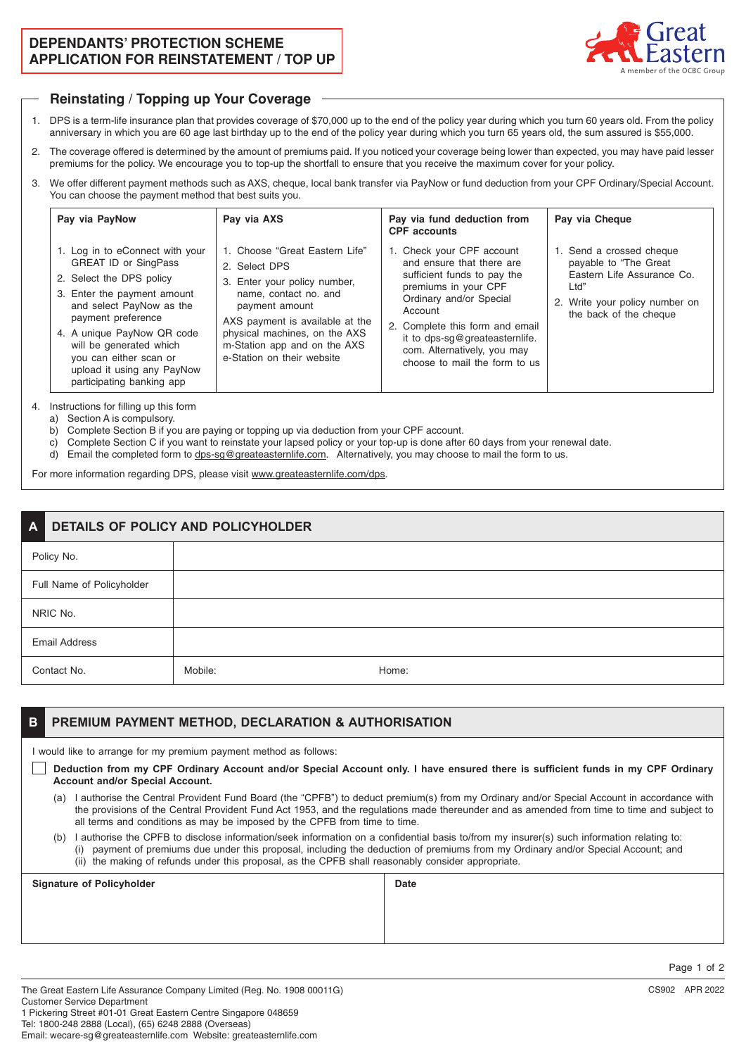# DEPENDANTS' PROTECTION SCHEME APPLICATION FOR REINSTATEMENT / TOP UP

Great Eastern
A member of the OCBC Group

## Reinstating / Topping up Your Coverage

1. DPS is a term-life insurance plan that provides coverage of $70,000 up to the end of the policy year during which you turn 60 years old. From the policy anniversary in which you are 60 age last birthday up to the end of the policy year during which you turn 65 years old, the sum assured is $55,000.
2. The coverage offered is determined by the amount of premiums paid. If you noticed your coverage being lower than expected, you may have paid lesser premiums for the policy. We encourage you to top-up the shortfall to ensure that you receive the maximum cover for your policy.
3. We offer different payment methods such as AXS, cheque, local bank transfer via PayNow or fund deduction from your CPF Ordinary/Special Account. You can choose the payment method that best suits you.

| Pay via PayNow | Pay via AXS | Pay via fund deduction from CPF accounts | Pay via Cheque |
|---|---|---|---|
| 1. Log in to eConnect with your GREAT ID or SingPass<br>2. Select the DPS policy<br>3. Enter the payment amount and select PayNow as the payment preference<br>4. A unique PayNow QR code will be generated which you can either scan or upload it using any PayNow participating banking app | 1. Choose "Great Eastern Life"<br>2. Select DPS<br>3. Enter your policy number, name, contact no. and payment amount<br>AXS payment is available at the physical machines, on the AXS m-Station app and on the AXS e-Station on their website | 1. Check your CPF account and ensure that there are sufficient funds to pay the premiums in your CPF Ordinary and/or Special Account<br>2. Complete this form and email it to dps-sg@greateasternlife.com. Alternatively, you may choose to mail the form to us | 1. Send a crossed cheque payable to "The Great Eastern Life Assurance Co. Ltd"<br>2. Write your policy number on the back of the cheque |

4. Instructions for filling up this form
   a) Section A is compulsory.
   b) Complete Section B if you are paying or topping up via deduction from your CPF account.
   c) Complete Section C if you want to reinstate your lapsed policy or your top-up is done after 60 days from your renewal date.
   d) Email the completed form to dps-sg@greateasternlife.com. Alternatively, you may choose to mail the form to us.

For more information regarding DPS, please visit www.greateasternlife.com/dps.

## A DETAILS OF POLICY AND POLICYHOLDER

| | | |
|---|---|---|
| Policy No. | | |
| Full Name of Policyholder | | |
| NRIC No. | | |
| Email Address | | |
| Contact No. | Mobile: | Home: |

## B PREMIUM PAYMENT METHOD, DECLARATION & AUTHORISATION

I would like to arrange for my premium payment method as follows:

☐ **Deduction from my CPF Ordinary Account and/or Special Account only. I have ensured there is sufficient funds in my CPF Ordinary Account and/or Special Account.**

(a) I authorise the Central Provident Fund Board (the "CPFB") to deduct premium(s) from my Ordinary and/or Special Account in accordance with the provisions of the Central Provident Fund Act 1953, and the regulations made thereunder and as amended from time to time and subject to all terms and conditions as may be imposed by the CPFB from time to time.

(b) I authorise the CPFB to disclose information/seek information on a confidential basis to/from my insurer(s) such information relating to:
(i) payment of premiums due under this proposal, including the deduction of premiums from my Ordinary and/or Special Account; and
(ii) the making of refunds under this proposal, as the CPFB shall reasonably consider appropriate.

| **Signature of Policyholder** | **Date** |
|---|---|
| | |

The Great Eastern Life Assurance Company Limited (Reg. No. 1908 00011G)
Customer Service Department
1 Pickering Street #01-01 Great Eastern Centre Singapore 048659
Tel: 1800-248 2888 (Local), (65) 6248 2888 (Overseas)
Email: wecare-sg@greateasternlife.com Website: greateasternlife.com

CS902 APR 2022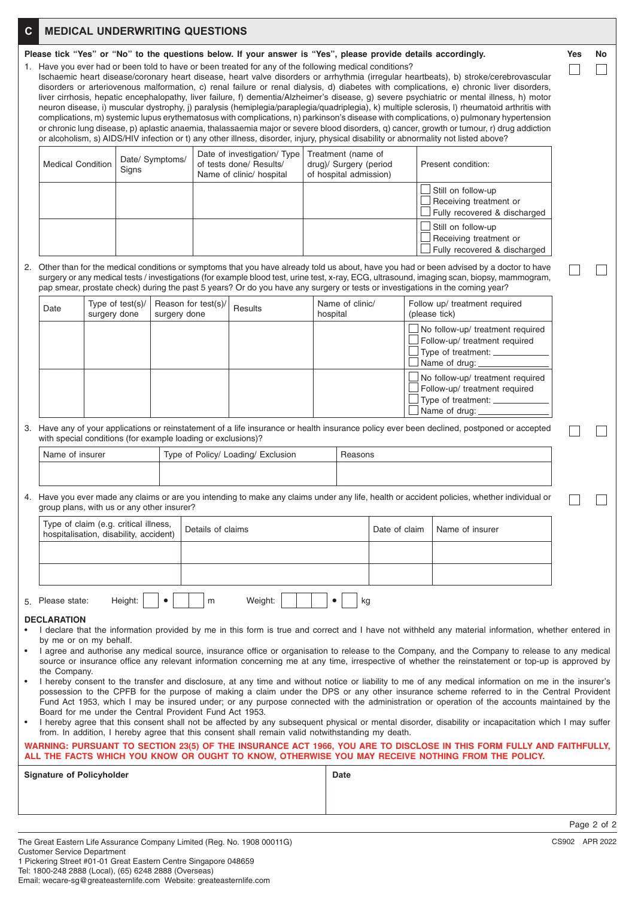## C MEDICAL UNDERWRITING QUESTIONS

**Please tick "Yes" or "No" to the questions below. If your answer is "Yes", please provide details accordingly.** **Yes** **No**

1. Have you ever had or been told to have or been treated for any of the following medical conditions? ☐ ☐
   Ischaemic heart disease/coronary heart disease, heart valve disorders or arrhythmia (irregular heartbeats), b) stroke/cerebrovascular disorders or arteriovenous malformation, c) renal failure or renal dialysis, d) diabetes with complications, e) chronic liver disorders, liver cirrhosis, hepatic encephalopathy, liver failure, f) dementia/Alzheimer's disease, g) severe psychiatric or mental illness, h) motor neuron disease, i) muscular dystrophy, j) paralysis (hemiplegia/paraplegia/quadriplegia), k) multiple sclerosis, l) rheumatoid arthritis with complications, m) systemic lupus erythematosus with complications, n) parkinson's disease with complications, o) pulmonary hypertension or chronic lung disease, p) aplastic anaemia, thalassaemia major or severe blood disorders, q) cancer, growth or tumour, r) drug addiction or alcoholism, s) AIDS/HIV infection or t) any other illness, disorder, injury, physical disability or abnormality not listed above?

| Medical Condition | Date/ Symptoms/ Signs | Date of investigation/ Type of tests done/ Results/ Name of clinic/ hospital | Treatment (name of drug)/ Surgery (period of hospital admission) | Present condition: |
|---|---|---|---|---|
| | | | | ☐ Still on follow-up ☐ Receiving treatment or ☐ Fully recovered & discharged |
| | | | | ☐ Still on follow-up ☐ Receiving treatment or ☐ Fully recovered & discharged |

2. Other than for the medical conditions or symptoms that you have already told us about, have you had or been advised by a doctor to have surgery or any medical tests / investigations (for example blood test, urine test, x-ray, ECG, ultrasound, imaging scan, biopsy, mammogram, pap smear, prostate check) during the past 5 years? Or do you have any surgery or tests or investigations in the coming year? ☐ ☐

| Date | Type of test(s)/ surgery done | Reason for test(s)/ surgery done | Results | Name of clinic/ hospital | Follow up/ treatment required (please tick) |
|---|---|---|---|---|---|
| | | | | | ☐ No follow-up/ treatment required ☐ Follow-up/ treatment required ☐ Type of treatment: ______ ☐ Name of drug: ______ |
| | | | | | ☐ No follow-up/ treatment required ☐ Follow-up/ treatment required ☐ Type of treatment: ______ ☐ Name of drug: ______ |

3. Have any of your applications or reinstatement of a life insurance or health insurance policy ever been declined, postponed or accepted with special conditions (for example loading or exclusions)? ☐ ☐

| Name of insurer | Type of Policy/ Loading/ Exclusion | Reasons |
|---|---|---|
| | | |

4. Have you ever made any claims or are you intending to make any claims under any life, health or accident policies, whether individual or group plans, with us or any other insurer? ☐ ☐

| Type of claim (e.g. critical illness, hospitalisation, disability, accident) | Details of claims | Date of claim | Name of insurer |
|---|---|---|---|
| | | | |
| | | | |

5. Please state: Height: ☐ • ☐☐ m Weight: ☐☐☐ • ☐ kg

### DECLARATION

- I declare that the information provided by me in this form is true and correct and I have not withheld any material information, whether entered in by me or on my behalf.
- I agree and authorise any medical source, insurance office or organisation to release to the Company, and the Company to release to any medical source or insurance office any relevant information concerning me at any time, irrespective of whether the reinstatement or top-up is approved by the Company.
- I hereby consent to the transfer and disclosure, at any time and without notice or liability to me of any medical information on me in the insurer's possession to the CPFB for the purpose of making a claim under the DPS or any other insurance scheme referred to in the Central Provident Fund Act 1953, which I may be insured under; or any purpose connected with the administration or operation of the accounts maintained by the Board for me under the Central Provident Fund Act 1953.
- I hereby agree that this consent shall not be affected by any subsequent physical or mental disorder, disability or incapacitation which I may suffer from. In addition, I hereby agree that this consent shall remain valid notwithstanding my death.

**WARNING: PURSUANT TO SECTION 23(5) OF THE INSURANCE ACT 1966, YOU ARE TO DISCLOSE IN THIS FORM FULLY AND FAITHFULLY, ALL THE FACTS WHICH YOU KNOW OR OUGHT TO KNOW, OTHERWISE YOU MAY RECEIVE NOTHING FROM THE POLICY.**

| Signature of Policyholder | Date |
|---|---|
| | |

The Great Eastern Life Assurance Company Limited (Reg. No. 1908 00011G)
Customer Service Department
1 Pickering Street #01-01 Great Eastern Centre Singapore 048659
Tel: 1800-248 2888 (Local), (65) 6248 2888 (Overseas)
Email: wecare-sg@greateasternlife.com Website: greateasternlife.com

CS902 APR 2022